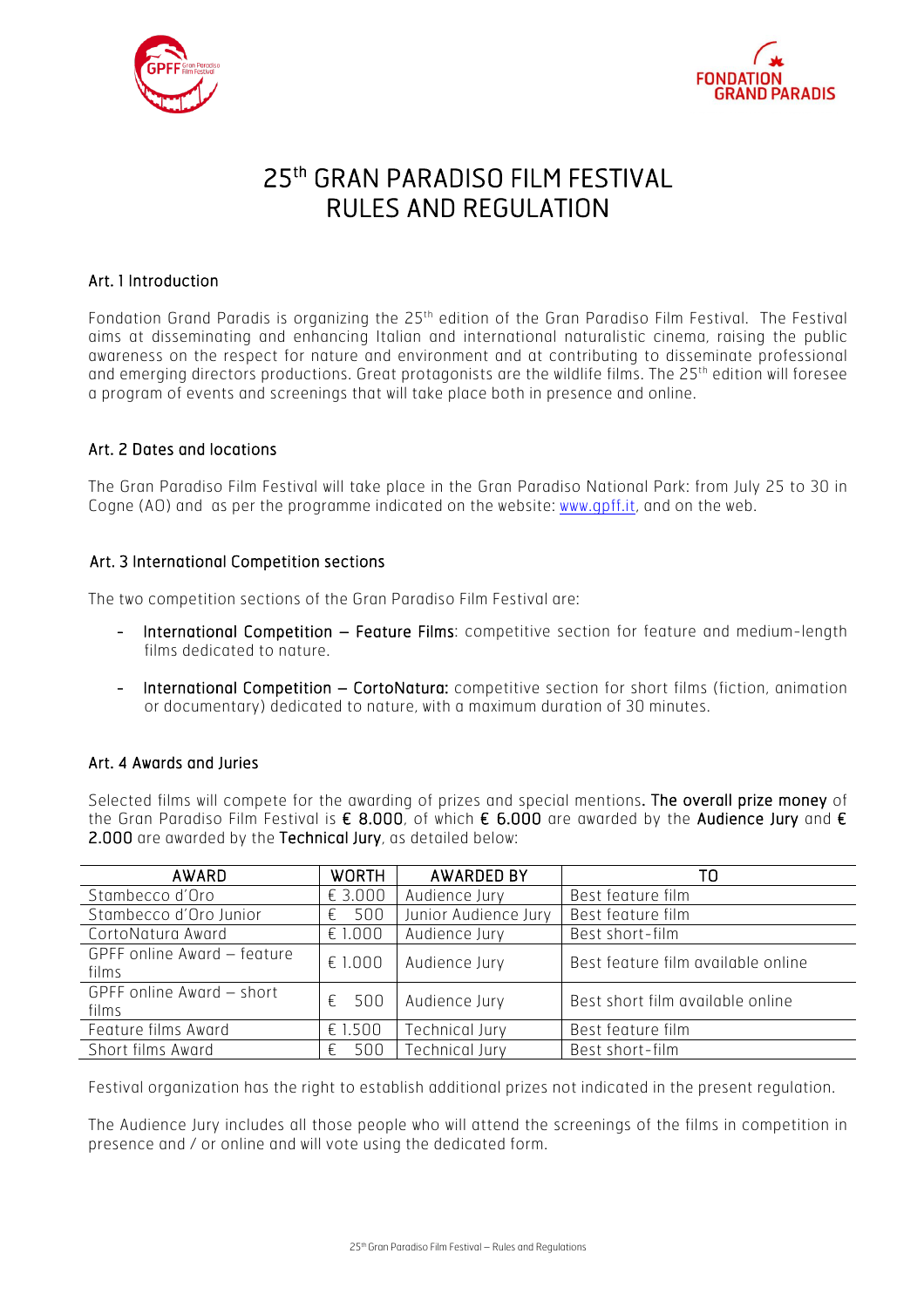# 25th GRAN PARADISO FILM FESTIVAL
# RULES AND REGULATION

## Art. 1 Introduction

Fondation Grand Paradis is organizing the 25th edition of the Gran Paradiso Film Festival. The Festival aims at disseminating and enhancing Italian and international naturalistic cinema, raising the public awareness on the respect for nature and environment and at contributing to disseminate professional and emerging directors productions. Great protagonists are the wildlife films. The 25th edition will foresee a program of events and screenings that will take place both in presence and online.

## Art. 2 Dates and locations

The Gran Paradiso Film Festival will take place in the Gran Paradiso National Park: from July 25 to 30 in Cogne (AO) and as per the programme indicated on the website: [www.gpff.it](http://www.gpff.it), and on the web.

## Art. 3 International Competition sections

The two competition sections of the Gran Paradiso Film Festival are:

- **International Competition – Feature Films**: competitive section for feature and medium-length films dedicated to nature.
- **International Competition – CortoNatura:** competitive section for short films (fiction, animation or documentary) dedicated to nature, with a maximum duration of 30 minutes.

## Art. 4 Awards and Juries

Selected films will compete for the awarding of prizes and special mentions**. The overall prize money** of the Gran Paradiso Film Festival is **€ 8.000**, of which **€ 6.000** are awarded by the **Audience Jury** and **€ 2.000** are awarded by the **Technical Jury**, as detailed below:

| AWARD | WORTH | AWARDED BY | TO |
|---|---|---|---|
| Stambecco d'Oro | € 3.000 | Audience Jury | Best feature film |
| Stambecco d'Oro Junior | € 500 | Junior Audience Jury | Best feature film |
| CortoNatura Award | € 1.000 | Audience Jury | Best short-film |
| GPFF online Award – feature films | € 1.000 | Audience Jury | Best feature film available online |
| GPFF online Award – short films | € 500 | Audience Jury | Best short film available online |
| Feature films Award | € 1.500 | Technical Jury | Best feature film |
| Short films Award | € 500 | Technical Jury | Best short-film |

Festival organization has the right to establish additional prizes not indicated in the present regulation.

The Audience Jury includes all those people who will attend the screenings of the films in competition in presence and / or online and will vote using the dedicated form.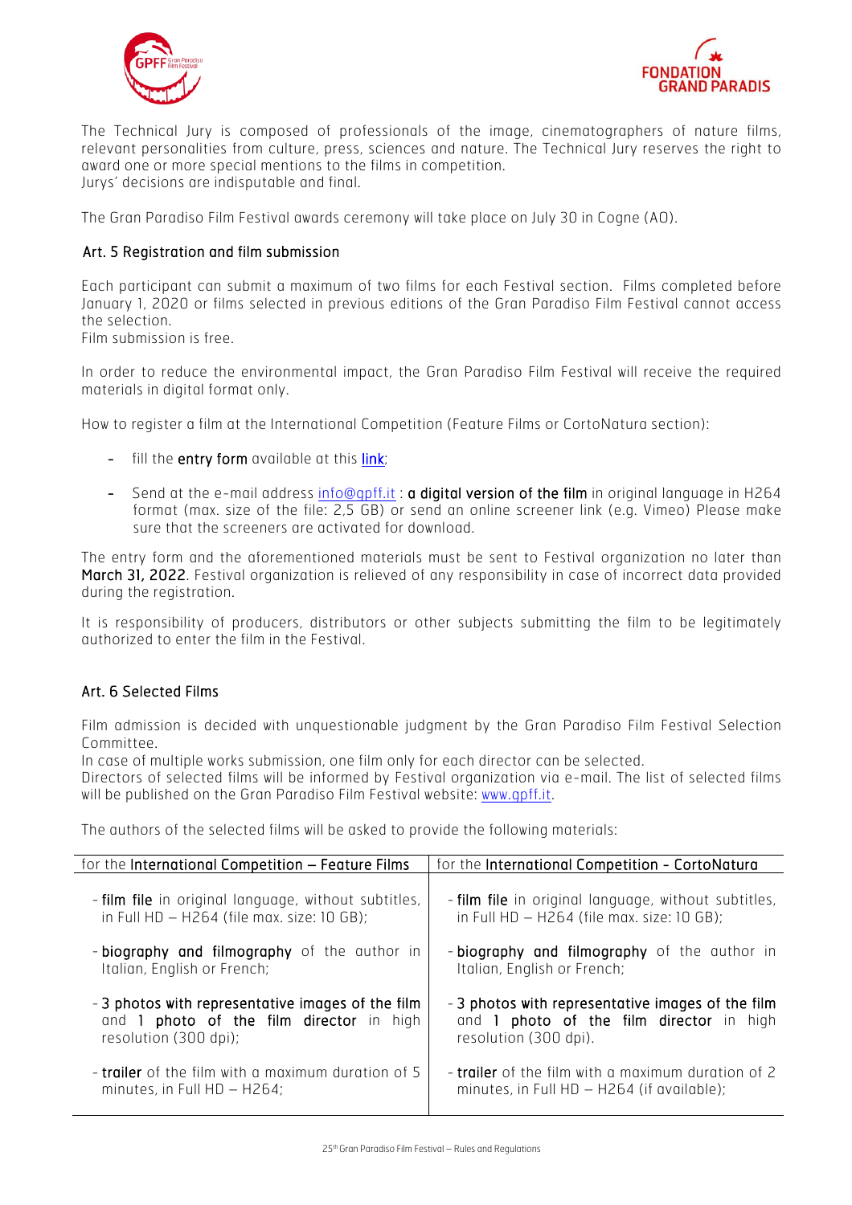The Technical Jury is composed of professionals of the image, cinematographers of nature films, relevant personalities from culture, press, sciences and nature. The Technical Jury reserves the right to award one or more special mentions to the films in competition.
Jurys' decisions are indisputable and final.

The Gran Paradiso Film Festival awards ceremony will take place on July 30 in Cogne (AO).

### Art. 5 Registration and film submission

Each participant can submit a maximum of two films for each Festival section. Films completed before January 1, 2020 or films selected in previous editions of the Gran Paradiso Film Festival cannot access the selection.
Film submission is free.

In order to reduce the environmental impact, the Gran Paradiso Film Festival will receive the required materials in digital format only.

How to register a film at the International Competition (Feature Films or CortoNatura section):

- fill the **entry form** available at this link;
- Send at the e-mail address info@gpff.it : **a digital version of the film** in original language in H264 format (max. size of the file: 2,5 GB) or send an online screener link (e.g. Vimeo) Please make sure that the screeners are activated for download.

The entry form and the aforementioned materials must be sent to Festival organization no later than **March 31, 2022**. Festival organization is relieved of any responsibility in case of incorrect data provided during the registration.

It is responsibility of producers, distributors or other subjects submitting the film to be legitimately authorized to enter the film in the Festival.

### Art. 6 Selected Films

Film admission is decided with unquestionable judgment by the Gran Paradiso Film Festival Selection Committee.
In case of multiple works submission, one film only for each director can be selected.
Directors of selected films will be informed by Festival organization via e-mail. The list of selected films will be published on the Gran Paradiso Film Festival website: www.gpff.it.

The authors of the selected films will be asked to provide the following materials:

| for the **International Competition – Feature Films** | for the **International Competition - CortoNatura** |
|---|---|
| - **film file** in original language, without subtitles, in Full HD – H264 (file max. size: 10 GB); | - **film file** in original language, without subtitles, in Full HD – H264 (file max. size: 10 GB); |
| - **biography and filmography** of the author in Italian, English or French; | - **biography and filmography** of the author in Italian, English or French; |
| - **3 photos with representative images of the film** and **1 photo of the film director** in high resolution (300 dpi); | - **3 photos with representative images of the film** and **1 photo of the film director** in high resolution (300 dpi). |
| - **trailer** of the film with a maximum duration of 5 minutes, in Full HD – H264; | - **trailer** of the film with a maximum duration of 2 minutes, in Full HD – H264 (if available); |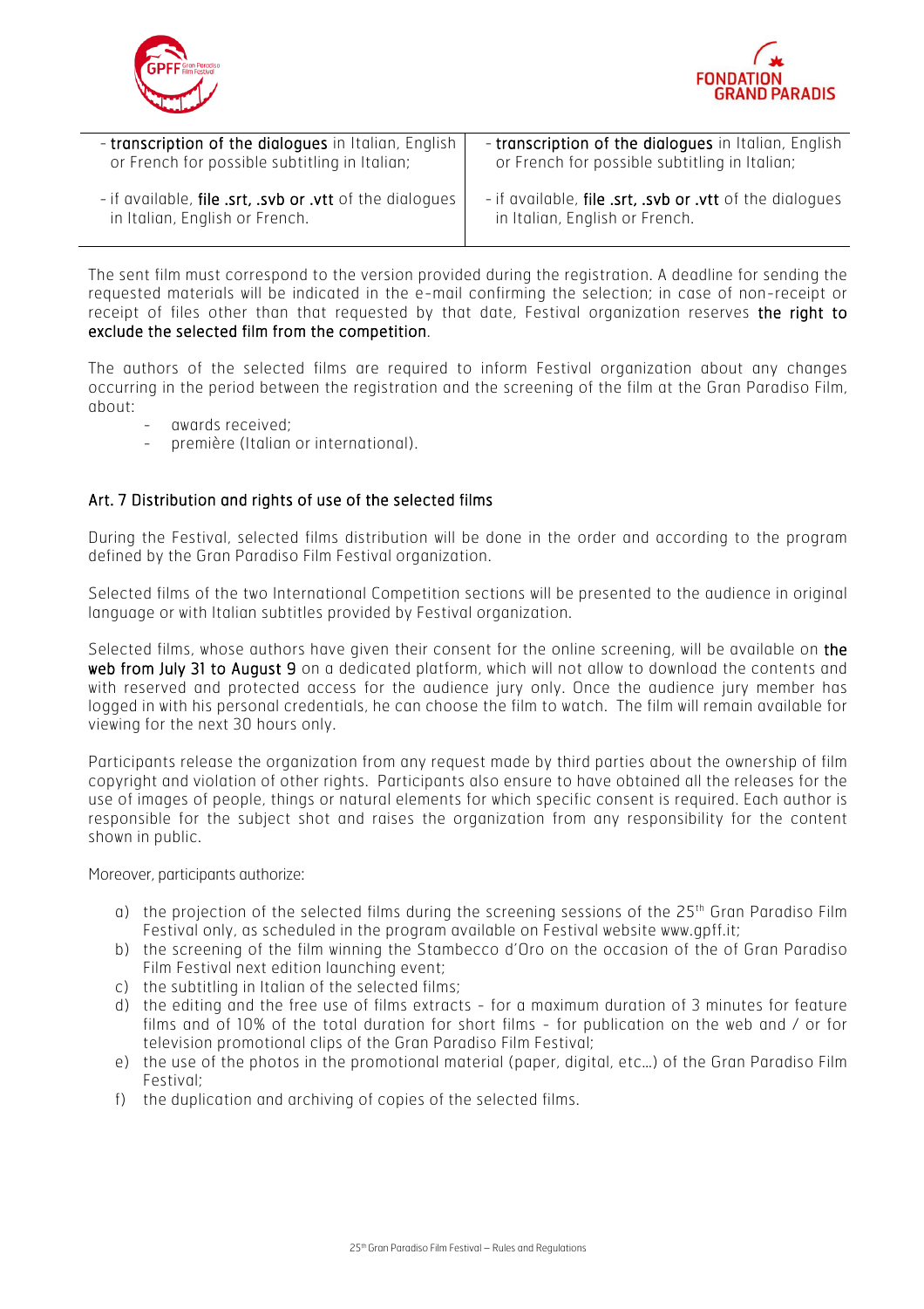| - **transcription of the dialogues** in Italian, English or French for possible subtitling in Italian; | - **transcription of the dialogues** in Italian, English or French for possible subtitling in Italian; |
|---|---|
| - if available, **file .srt, .svb or .vtt** of the dialogues in Italian, English or French. | - if available, **file .srt, .svb or .vtt** of the dialogues in Italian, English or French. |

The sent film must correspond to the version provided during the registration. A deadline for sending the requested materials will be indicated in the e-mail confirming the selection; in case of non-receipt or receipt of files other than that requested by that date, Festival organization reserves **the right to exclude the selected film from the competition**.

The authors of the selected films are required to inform Festival organization about any changes occurring in the period between the registration and the screening of the film at the Gran Paradiso Film, about:

- awards received;
- première (Italian or international).

## Art. 7 Distribution and rights of use of the selected films

During the Festival, selected films distribution will be done in the order and according to the program defined by the Gran Paradiso Film Festival organization.

Selected films of the two International Competition sections will be presented to the audience in original language or with Italian subtitles provided by Festival organization.

Selected films, whose authors have given their consent for the online screening, will be available on **the web from July 31 to August 9** on a dedicated platform, which will not allow to download the contents and with reserved and protected access for the audience jury only. Once the audience jury member has logged in with his personal credentials, he can choose the film to watch. The film will remain available for viewing for the next 30 hours only.

Participants release the organization from any request made by third parties about the ownership of film copyright and violation of other rights. Participants also ensure to have obtained all the releases for the use of images of people, things or natural elements for which specific consent is required. Each author is responsible for the subject shot and raises the organization from any responsibility for the content shown in public.

Moreover, participants authorize:

a) the projection of the selected films during the screening sessions of the 25th Gran Paradiso Film Festival only, as scheduled in the program available on Festival website www.gpff.it;
b) the screening of the film winning the Stambecco d'Oro on the occasion of the of Gran Paradiso Film Festival next edition launching event;
c) the subtitling in Italian of the selected films;
d) the editing and the free use of films extracts - for a maximum duration of 3 minutes for feature films and of 10% of the total duration for short films - for publication on the web and / or for television promotional clips of the Gran Paradiso Film Festival;
e) the use of the photos in the promotional material (paper, digital, etc…) of the Gran Paradiso Film Festival;
f) the duplication and archiving of copies of the selected films.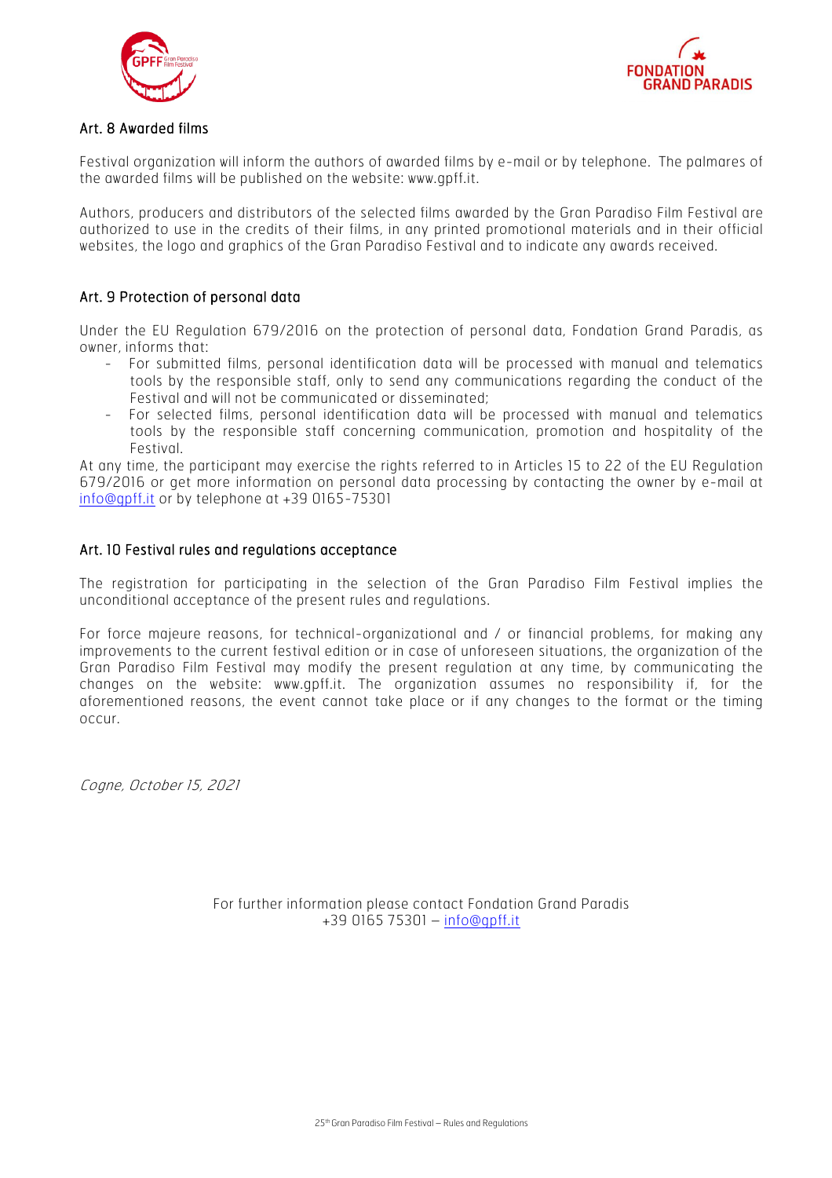## Art. 8 Awarded films

Festival organization will inform the authors of awarded films by e-mail or by telephone. The palmares of the awarded films will be published on the website: www.gpff.it.

Authors, producers and distributors of the selected films awarded by the Gran Paradiso Film Festival are authorized to use in the credits of their films, in any printed promotional materials and in their official websites, the logo and graphics of the Gran Paradiso Festival and to indicate any awards received.

## Art. 9 Protection of personal data

Under the EU Regulation 679/2016 on the protection of personal data, Fondation Grand Paradis, as owner, informs that:

- For submitted films, personal identification data will be processed with manual and telematics tools by the responsible staff, only to send any communications regarding the conduct of the Festival and will not be communicated or disseminated;
- For selected films, personal identification data will be processed with manual and telematics tools by the responsible staff concerning communication, promotion and hospitality of the Festival.

At any time, the participant may exercise the rights referred to in Articles 15 to 22 of the EU Regulation 679/2016 or get more information on personal data processing by contacting the owner by e-mail at info@gpff.it or by telephone at +39 0165-75301

## Art. 10 Festival rules and regulations acceptance

The registration for participating in the selection of the Gran Paradiso Film Festival implies the unconditional acceptance of the present rules and regulations.

For force majeure reasons, for technical-organizational and / or financial problems, for making any improvements to the current festival edition or in case of unforeseen situations, the organization of the Gran Paradiso Film Festival may modify the present regulation at any time, by communicating the changes on the website: www.gpff.it. The organization assumes no responsibility if, for the aforementioned reasons, the event cannot take place or if any changes to the format or the timing occur.

*Cogne, October 15, 2021*

For further information please contact Fondation Grand Paradis
+39 0165 75301 – info@gpff.it